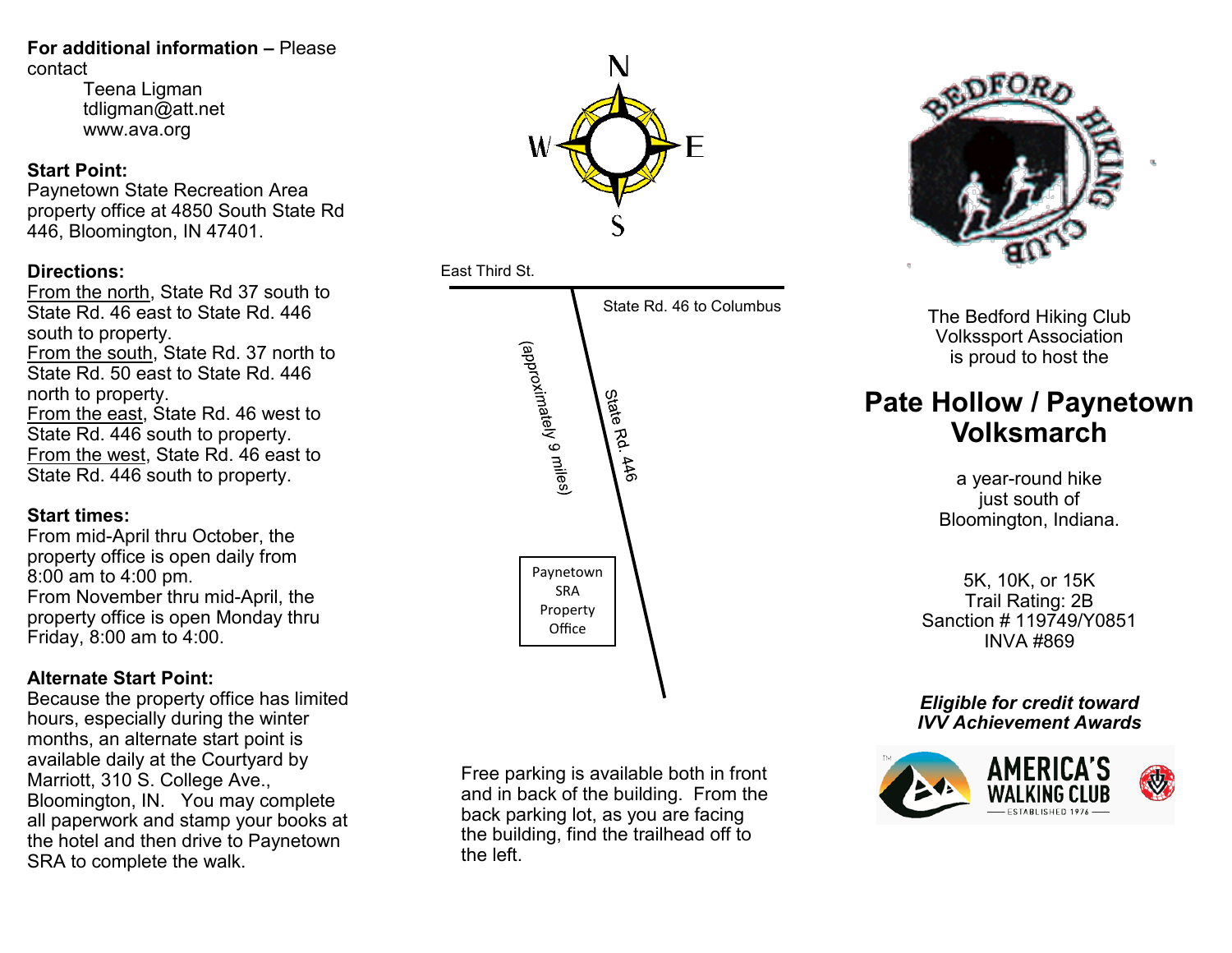**For additional information –** Please contact

Teena Ligman
tdligman@att.net
www.ava.org

**Start Point:**
Paynetown State Recreation Area property office at 4850 South State Rd 446, Bloomington, IN 47401.

**Directions:**
From the north, State Rd 37 south to State Rd. 46 east to State Rd. 446 south to property.
From the south, State Rd. 37 north to State Rd. 50 east to State Rd. 446 north to property.
From the east, State Rd. 46 west to State Rd. 446 south to property.
From the west, State Rd. 46 east to State Rd. 446 south to property.

**Start times:**
From mid-April thru October, the property office is open daily from 8:00 am to 4:00 pm.
From November thru mid-April, the property office is open Monday thru Friday, 8:00 am to 4:00.

**Alternate Start Point:**
Because the property office has limited hours, especially during the winter months, an alternate start point is available daily at the Courtyard by Marriott, 310 S. College Ave., Bloomington, IN. You may complete all paperwork and stamp your books at the hotel and then drive to Paynetown SRA to complete the walk.

N
W E
S

East Third St.

State Rd. 46 to Columbus

(approximately 9 miles)

State Rd. 446

Paynetown SRA Property Office

Free parking is available both in front and in back of the building. From the back parking lot, as you are facing the building, find the trailhead off to the left.

BEDFORD HIKING CLUB

The Bedford Hiking Club
Volkssport Association
is proud to host the

# Pate Hollow / Paynetown Volksmarch

a year-round hike
just south of
Bloomington, Indiana.

5K, 10K, or 15K
Trail Rating: 2B
Sanction # 119749/Y0851
INVA #869

***Eligible for credit toward IVV Achievement Awards***

AMERICA'S WALKING CLUB
ESTABLISHED 1976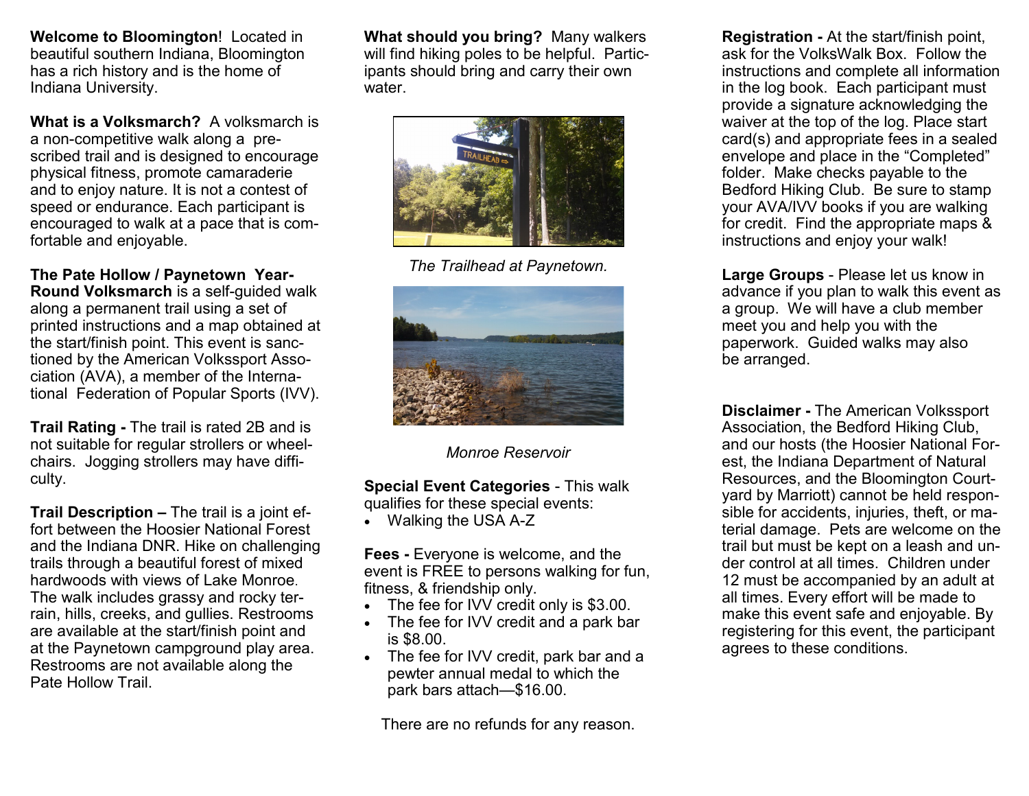**Welcome to Bloomington**! Located in beautiful southern Indiana, Bloomington has a rich history and is the home of Indiana University.

**What is a Volksmarch?** A volksmarch is a non-competitive walk along a prescribed trail and is designed to encourage physical fitness, promote camaraderie and to enjoy nature. It is not a contest of speed or endurance. Each participant is encouraged to walk at a pace that is comfortable and enjoyable.

**The Pate Hollow / Paynetown Year-Round Volksmarch** is a self-guided walk along a permanent trail using a set of printed instructions and a map obtained at the start/finish point. This event is sanctioned by the American Volkssport Association (AVA), a member of the International Federation of Popular Sports (IVV).

**Trail Rating -** The trail is rated 2B and is not suitable for regular strollers or wheelchairs. Jogging strollers may have difficulty.

**Trail Description –** The trail is a joint effort between the Hoosier National Forest and the Indiana DNR. Hike on challenging trails through a beautiful forest of mixed hardwoods with views of Lake Monroe. The walk includes grassy and rocky terrain, hills, creeks, and gullies. Restrooms are available at the start/finish point and at the Paynetown campground play area. Restrooms are not available along the Pate Hollow Trail.

**What should you bring?** Many walkers will find hiking poles to be helpful. Participants should bring and carry their own water.

*The Trailhead at Paynetown.*

*Monroe Reservoir*

**Special Event Categories** - This walk qualifies for these special events:

- Walking the USA A-Z

**Fees -** Everyone is welcome, and the event is FREE to persons walking for fun, fitness, & friendship only.

- The fee for IVV credit only is $3.00.
- The fee for IVV credit and a park bar is $8.00.
- The fee for IVV credit, park bar and a pewter annual medal to which the park bars attach—$16.00.

There are no refunds for any reason.

**Registration -** At the start/finish point, ask for the VolksWalk Box. Follow the instructions and complete all information in the log book. Each participant must provide a signature acknowledging the waiver at the top of the log. Place start card(s) and appropriate fees in a sealed envelope and place in the "Completed" folder. Make checks payable to the Bedford Hiking Club. Be sure to stamp your AVA/IVV books if you are walking for credit. Find the appropriate maps & instructions and enjoy your walk!

**Large Groups** - Please let us know in advance if you plan to walk this event as a group. We will have a club member meet you and help you with the paperwork. Guided walks may also be arranged.

**Disclaimer -** The American Volkssport Association, the Bedford Hiking Club, and our hosts (the Hoosier National Forest, the Indiana Department of Natural Resources, and the Bloomington Courtyard by Marriott) cannot be held responsible for accidents, injuries, theft, or material damage. Pets are welcome on the trail but must be kept on a leash and under control at all times. Children under 12 must be accompanied by an adult at all times. Every effort will be made to make this event safe and enjoyable. By registering for this event, the participant agrees to these conditions.